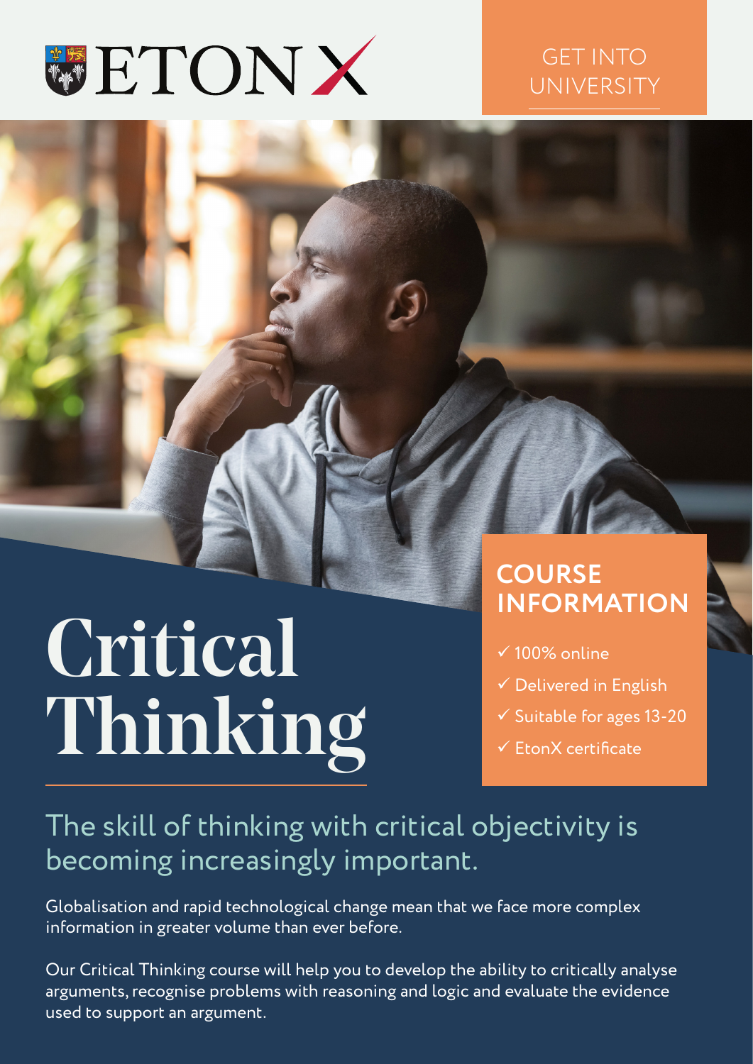ETON X

GET INTO UNIVERSITY

# Critical Thinking

## COURSE INFORMATION

- ✓ 100% online
- ✓ Delivered in English
- ✓ Suitable for ages 13-20
- ✓ EtonX certificate

## The skill of thinking with critical objectivity is becoming increasingly important.

Globalisation and rapid technological change mean that we face more complex information in greater volume than ever before.

Our Critical Thinking course will help you to develop the ability to critically analyse arguments, recognise problems with reasoning and logic and evaluate the evidence used to support an argument.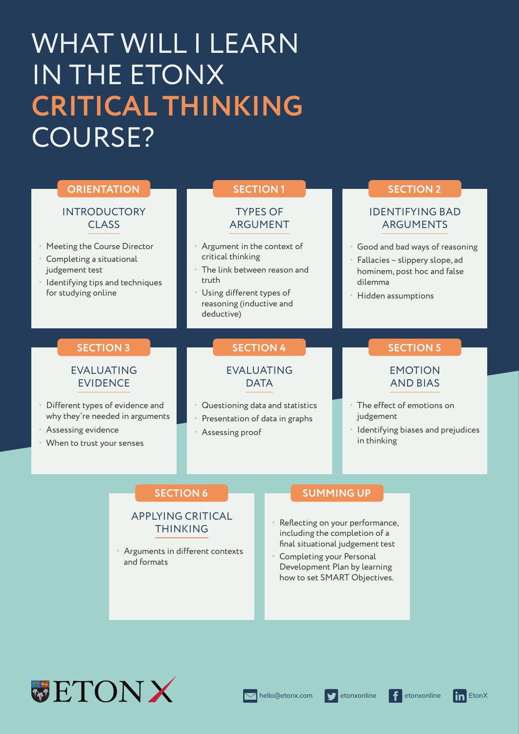# WHAT WILL I LEARN IN THE ETONX CRITICAL THINKING COURSE?

## ORIENTATION

### INTRODUCTORY CLASS

- Meeting the Course Director
- Completing a situational judgement test
- Identifying tips and techniques for studying online

## SECTION 1

### TYPES OF ARGUMENT

- Argument in the context of critical thinking
- The link between reason and truth
- Using different types of reasoning (inductive and deductive)

## SECTION 2

### IDENTIFYING BAD ARGUMENTS

- Good and bad ways of reasoning
- Fallacies – slippery slope, ad hominem, post hoc and false dilemma
- Hidden assumptions

## SECTION 3

### EVALUATING EVIDENCE

- Different types of evidence and why they're needed in arguments
- Assessing evidence
- When to trust your senses

## SECTION 4

### EVALUATING DATA

- Questioning data and statistics
- Presentation of data in graphs
- Assessing proof

## SECTION 5

### EMOTION AND BIAS

- The effect of emotions on judgement
- Identifying biases and prejudices in thinking

## SECTION 6

### APPLYING CRITICAL THINKING

- Arguments in different contexts and formats

## SUMMING UP

- Reflecting on your performance, including the completion of a final situational judgement test
- Completing your Personal Development Plan by learning how to set SMART Objectives.

ETONX

hello@etonx.com | etonxonline | etonxonline | EtonX